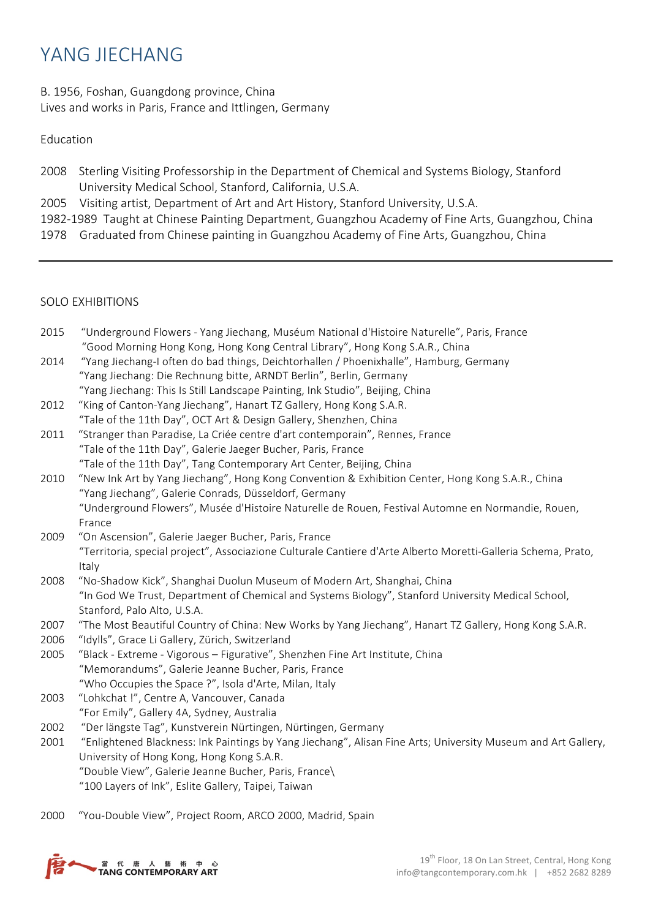# YANG JIECHANG

B. 1956, Foshan, Guangdong province, China
Lives and works in Paris, France and Ittlingen, Germany

## Education

2008 Sterling Visiting Professorship in the Department of Chemical and Systems Biology, Stanford University Medical School, Stanford, California, U.S.A.
2005 Visiting artist, Department of Art and Art History, Stanford University, U.S.A.
1982-1989 Taught at Chinese Painting Department, Guangzhou Academy of Fine Arts, Guangzhou, China
1978 Graduated from Chinese painting in Guangzhou Academy of Fine Arts, Guangzhou, China

---

## SOLO EXHIBITIONS

2015 "Underground Flowers - Yang Jiechang, Muséum National d'Histoire Naturelle", Paris, France
"Good Morning Hong Kong, Hong Kong Central Library", Hong Kong S.A.R., China
2014 "Yang Jiechang-I often do bad things, Deichtorhallen / Phoenixhalle", Hamburg, Germany
"Yang Jiechang: Die Rechnung bitte, ARNDT Berlin", Berlin, Germany
"Yang Jiechang: This Is Still Landscape Painting, Ink Studio", Beijing, China
2012 "King of Canton-Yang Jiechang", Hanart TZ Gallery, Hong Kong S.A.R.
"Tale of the 11th Day", OCT Art & Design Gallery, Shenzhen, China
2011 "Stranger than Paradise, La Criée centre d'art contemporain", Rennes, France
"Tale of the 11th Day", Galerie Jaeger Bucher, Paris, France
"Tale of the 11th Day", Tang Contemporary Art Center, Beijing, China
2010 "New Ink Art by Yang Jiechang", Hong Kong Convention & Exhibition Center, Hong Kong S.A.R., China
"Yang Jiechang", Galerie Conrads, Düsseldorf, Germany
"Underground Flowers", Musée d'Histoire Naturelle de Rouen, Festival Automne en Normandie, Rouen, France
2009 "On Ascension", Galerie Jaeger Bucher, Paris, France
"Territoria, special project", Associazione Culturale Cantiere d'Arte Alberto Moretti-Galleria Schema, Prato, Italy
2008 "No-Shadow Kick", Shanghai Duolun Museum of Modern Art, Shanghai, China
"In God We Trust, Department of Chemical and Systems Biology", Stanford University Medical School, Stanford, Palo Alto, U.S.A.
2007 "The Most Beautiful Country of China: New Works by Yang Jiechang", Hanart TZ Gallery, Hong Kong S.A.R.
2006 "Idylls", Grace Li Gallery, Zürich, Switzerland
2005 "Black - Extreme - Vigorous – Figurative", Shenzhen Fine Art Institute, China
"Memorandums", Galerie Jeanne Bucher, Paris, France
"Who Occupies the Space ?", Isola d'Arte, Milan, Italy
2003 "Lohkchat !", Centre A, Vancouver, Canada
"For Emily", Gallery 4A, Sydney, Australia
2002 "Der längste Tag", Kunstverein Nürtingen, Nürtingen, Germany
2001 "Enlightened Blackness: Ink Paintings by Yang Jiechang", Alisan Fine Arts; University Museum and Art Gallery, University of Hong Kong, Hong Kong S.A.R.
"Double View", Galerie Jeanne Bucher, Paris, France\
"100 Layers of Ink", Eslite Gallery, Taipei, Taiwan

2000 "You-Double View", Project Room, ARCO 2000, Madrid, Spain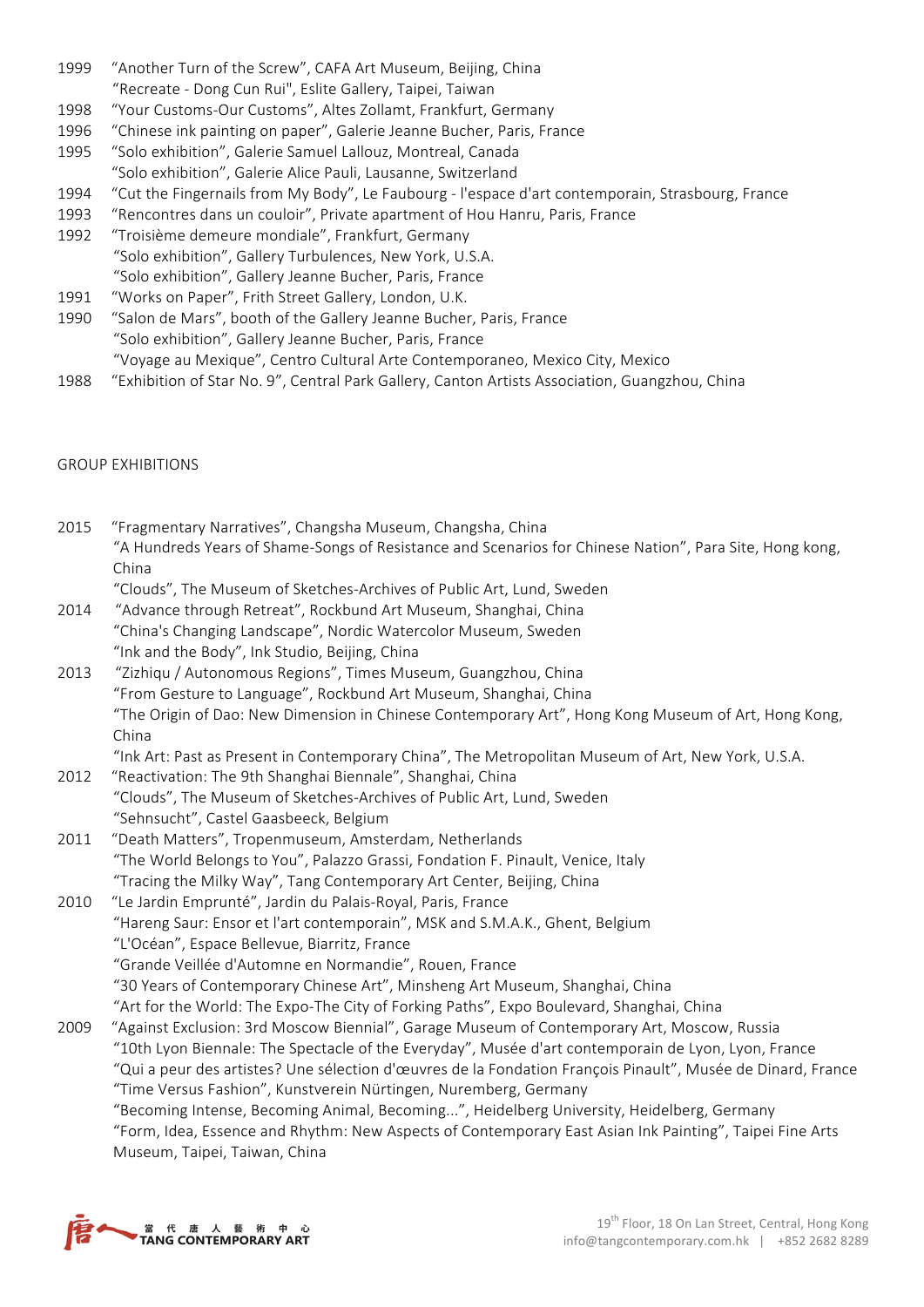1999 "Another Turn of the Screw", CAFA Art Museum, Beijing, China
"Recreate - Dong Cun Rui", Eslite Gallery, Taipei, Taiwan

1998 "Your Customs-Our Customs", Altes Zollamt, Frankfurt, Germany

1996 "Chinese ink painting on paper", Galerie Jeanne Bucher, Paris, France

1995 "Solo exhibition", Galerie Samuel Lallouz, Montreal, Canada
"Solo exhibition", Galerie Alice Pauli, Lausanne, Switzerland

1994 "Cut the Fingernails from My Body", Le Faubourg - l'espace d'art contemporain, Strasbourg, France

1993 "Rencontres dans un couloir", Private apartment of Hou Hanru, Paris, France

1992 "Troisième demeure mondiale", Frankfurt, Germany
"Solo exhibition", Gallery Turbulences, New York, U.S.A.
"Solo exhibition", Gallery Jeanne Bucher, Paris, France

1991 "Works on Paper", Frith Street Gallery, London, U.K.

1990 "Salon de Mars", booth of the Gallery Jeanne Bucher, Paris, France
"Solo exhibition", Gallery Jeanne Bucher, Paris, France
"Voyage au Mexique", Centro Cultural Arte Contemporaneo, Mexico City, Mexico

1988 "Exhibition of Star No. 9", Central Park Gallery, Canton Artists Association, Guangzhou, China

GROUP EXHIBITIONS

2015 "Fragmentary Narratives", Changsha Museum, Changsha, China
"A Hundreds Years of Shame-Songs of Resistance and Scenarios for Chinese Nation", Para Site, Hong kong, China
"Clouds", The Museum of Sketches-Archives of Public Art, Lund, Sweden

2014 "Advance through Retreat", Rockbund Art Museum, Shanghai, China
"China's Changing Landscape", Nordic Watercolor Museum, Sweden
"Ink and the Body", Ink Studio, Beijing, China

2013 "Zizhiqu / Autonomous Regions", Times Museum, Guangzhou, China
"From Gesture to Language", Rockbund Art Museum, Shanghai, China
"The Origin of Dao: New Dimension in Chinese Contemporary Art", Hong Kong Museum of Art, Hong Kong, China
"Ink Art: Past as Present in Contemporary China", The Metropolitan Museum of Art, New York, U.S.A.

2012 "Reactivation: The 9th Shanghai Biennale", Shanghai, China
"Clouds", The Museum of Sketches-Archives of Public Art, Lund, Sweden
"Sehnsucht", Castel Gaasbeeck, Belgium

2011 "Death Matters", Tropenmuseum, Amsterdam, Netherlands
"The World Belongs to You", Palazzo Grassi, Fondation F. Pinault, Venice, Italy
"Tracing the Milky Way", Tang Contemporary Art Center, Beijing, China

2010 "Le Jardin Emprunté", Jardin du Palais-Royal, Paris, France
"Hareng Saur: Ensor et l'art contemporain", MSK and S.M.A.K., Ghent, Belgium
"L'Océan", Espace Bellevue, Biarritz, France
"Grande Veillée d'Automne en Normandie", Rouen, France
"30 Years of Contemporary Chinese Art", Minsheng Art Museum, Shanghai, China
"Art for the World: The Expo-The City of Forking Paths", Expo Boulevard, Shanghai, China

2009 "Against Exclusion: 3rd Moscow Biennial", Garage Museum of Contemporary Art, Moscow, Russia
"10th Lyon Biennale: The Spectacle of the Everyday", Musée d'art contemporain de Lyon, Lyon, France
"Qui a peur des artistes? Une sélection d'œuvres de la Fondation François Pinault", Musée de Dinard, France
"Time Versus Fashion", Kunstverein Nürtingen, Nuremberg, Germany
"Becoming Intense, Becoming Animal, Becoming...", Heidelberg University, Heidelberg, Germany
"Form, Idea, Essence and Rhythm: New Aspects of Contemporary East Asian Ink Painting", Taipei Fine Arts Museum, Taipei, Taiwan, China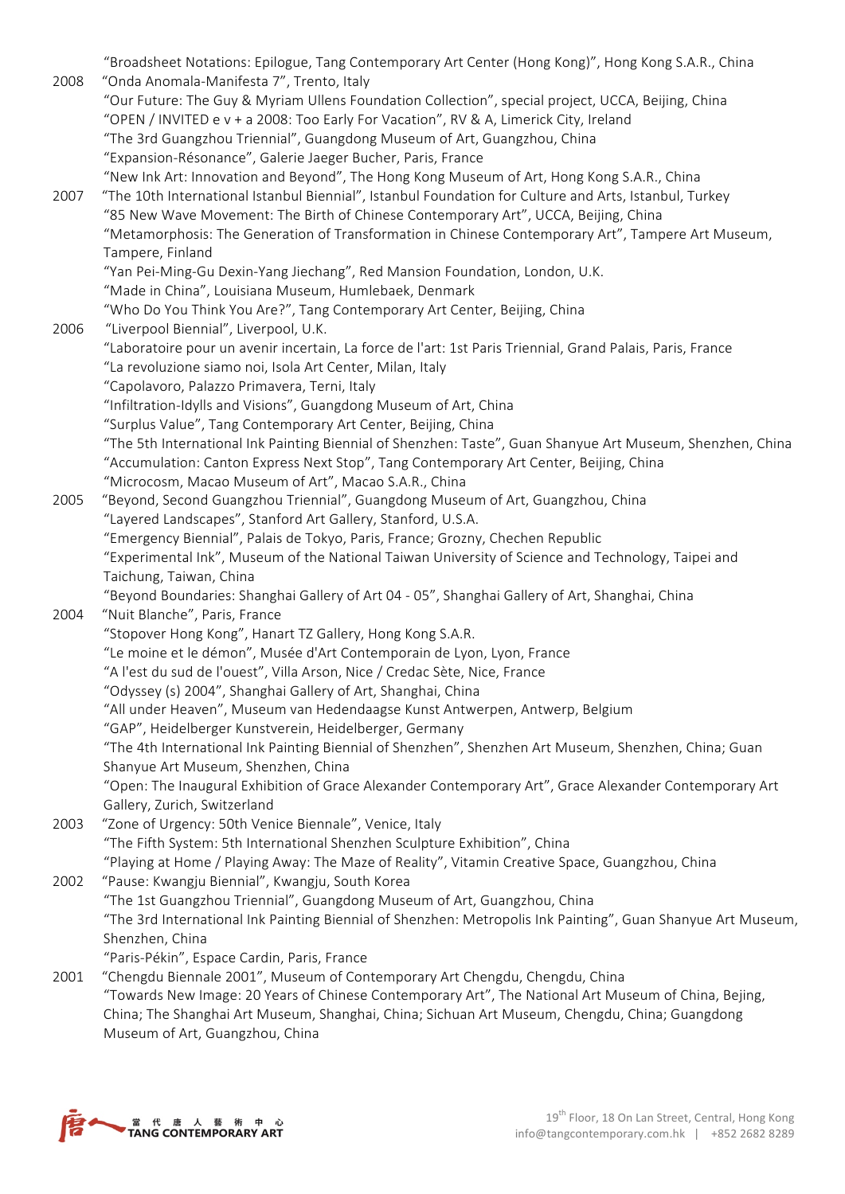"Broadsheet Notations: Epilogue, Tang Contemporary Art Center (Hong Kong)", Hong Kong S.A.R., China

2008 "Onda Anomala-Manifesta 7", Trento, Italy
"Our Future: The Guy & Myriam Ullens Foundation Collection", special project, UCCA, Beijing, China
"OPEN / INVITED e v + a 2008: Too Early For Vacation", RV & A, Limerick City, Ireland
"The 3rd Guangzhou Triennial", Guangdong Museum of Art, Guangzhou, China
"Expansion-Résonance", Galerie Jaeger Bucher, Paris, France
"New Ink Art: Innovation and Beyond", The Hong Kong Museum of Art, Hong Kong S.A.R., China

2007 "The 10th International Istanbul Biennial", Istanbul Foundation for Culture and Arts, Istanbul, Turkey
"85 New Wave Movement: The Birth of Chinese Contemporary Art", UCCA, Beijing, China
"Metamorphosis: The Generation of Transformation in Chinese Contemporary Art", Tampere Art Museum, Tampere, Finland
"Yan Pei-Ming-Gu Dexin-Yang Jiechang", Red Mansion Foundation, London, U.K.
"Made in China", Louisiana Museum, Humlebaek, Denmark
"Who Do You Think You Are?", Tang Contemporary Art Center, Beijing, China

2006 "Liverpool Biennial", Liverpool, U.K.
"Laboratoire pour un avenir incertain, La force de l'art: 1st Paris Triennial, Grand Palais, Paris, France
"La revoluzione siamo noi, Isola Art Center, Milan, Italy
"Capolavoro, Palazzo Primavera, Terni, Italy
"Infiltration-Idylls and Visions", Guangdong Museum of Art, China
"Surplus Value", Tang Contemporary Art Center, Beijing, China
"The 5th International Ink Painting Biennial of Shenzhen: Taste", Guan Shanyue Art Museum, Shenzhen, China
"Accumulation: Canton Express Next Stop", Tang Contemporary Art Center, Beijing, China
"Microcosm, Macao Museum of Art", Macao S.A.R., China

2005 "Beyond, Second Guangzhou Triennial", Guangdong Museum of Art, Guangzhou, China
"Layered Landscapes", Stanford Art Gallery, Stanford, U.S.A.
"Emergency Biennial", Palais de Tokyo, Paris, France; Grozny, Chechen Republic
"Experimental Ink", Museum of the National Taiwan University of Science and Technology, Taipei and Taichung, Taiwan, China
"Beyond Boundaries: Shanghai Gallery of Art 04 - 05", Shanghai Gallery of Art, Shanghai, China

2004 "Nuit Blanche", Paris, France
"Stopover Hong Kong", Hanart TZ Gallery, Hong Kong S.A.R.
"Le moine et le démon", Musée d'Art Contemporain de Lyon, Lyon, France
"A l'est du sud de l'ouest", Villa Arson, Nice / Credac Sète, Nice, France
"Odyssey (s) 2004", Shanghai Gallery of Art, Shanghai, China
"All under Heaven", Museum van Hedendaagse Kunst Antwerpen, Antwerp, Belgium
"GAP", Heidelberger Kunstverein, Heidelberger, Germany
"The 4th International Ink Painting Biennial of Shenzhen", Shenzhen Art Museum, Shenzhen, China; Guan Shanyue Art Museum, Shenzhen, China
"Open: The Inaugural Exhibition of Grace Alexander Contemporary Art", Grace Alexander Contemporary Art Gallery, Zurich, Switzerland

2003 "Zone of Urgency: 50th Venice Biennale", Venice, Italy
"The Fifth System: 5th International Shenzhen Sculpture Exhibition", China
"Playing at Home / Playing Away: The Maze of Reality", Vitamin Creative Space, Guangzhou, China

2002 "Pause: Kwangju Biennial", Kwangju, South Korea
"The 1st Guangzhou Triennial", Guangdong Museum of Art, Guangzhou, China
"The 3rd International Ink Painting Biennial of Shenzhen: Metropolis Ink Painting", Guan Shanyue Art Museum, Shenzhen, China
"Paris-Pékin", Espace Cardin, Paris, France

2001 "Chengdu Biennale 2001", Museum of Contemporary Art Chengdu, Chengdu, China
"Towards New Image: 20 Years of Chinese Contemporary Art", The National Art Museum of China, Bejing, China; The Shanghai Art Museum, Shanghai, China; Sichuan Art Museum, Chengdu, China; Guangdong Museum of Art, Guangzhou, China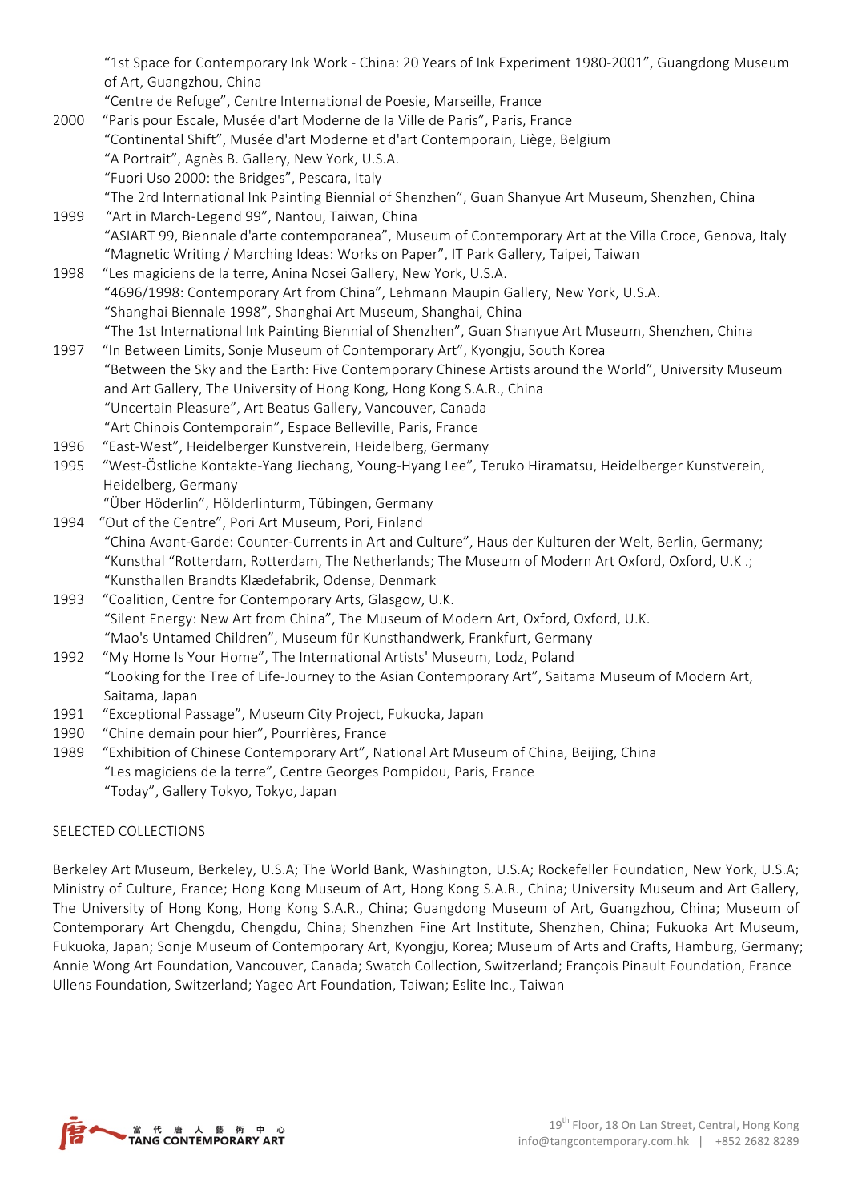"1st Space for Contemporary Ink Work - China: 20 Years of Ink Experiment 1980-2001", Guangdong Museum of Art, Guangzhou, China
"Centre de Refuge", Centre International de Poesie, Marseille, France

2000 "Paris pour Escale, Musée d'art Moderne de la Ville de Paris", Paris, France
"Continental Shift", Musée d'art Moderne et d'art Contemporain, Liège, Belgium
"A Portrait", Agnès B. Gallery, New York, U.S.A.
"Fuori Uso 2000: the Bridges", Pescara, Italy
"The 2rd International Ink Painting Biennial of Shenzhen", Guan Shanyue Art Museum, Shenzhen, China

1999 "Art in March-Legend 99", Nantou, Taiwan, China
"ASIART 99, Biennale d'arte contemporanea", Museum of Contemporary Art at the Villa Croce, Genova, Italy
"Magnetic Writing / Marching Ideas: Works on Paper", IT Park Gallery, Taipei, Taiwan

1998 "Les magiciens de la terre, Anina Nosei Gallery, New York, U.S.A.
"4696/1998: Contemporary Art from China", Lehmann Maupin Gallery, New York, U.S.A.
"Shanghai Biennale 1998", Shanghai Art Museum, Shanghai, China
"The 1st International Ink Painting Biennial of Shenzhen", Guan Shanyue Art Museum, Shenzhen, China

1997 "In Between Limits, Sonje Museum of Contemporary Art", Kyongju, South Korea
"Between the Sky and the Earth: Five Contemporary Chinese Artists around the World", University Museum and Art Gallery, The University of Hong Kong, Hong Kong S.A.R., China
"Uncertain Pleasure", Art Beatus Gallery, Vancouver, Canada
"Art Chinois Contemporain", Espace Belleville, Paris, France

1996 "East-West", Heidelberger Kunstverein, Heidelberg, Germany

1995 "West-Östliche Kontakte-Yang Jiechang, Young-Hyang Lee", Teruko Hiramatsu, Heidelberger Kunstverein, Heidelberg, Germany
"Über Höderlin", Hölderlinturm, Tübingen, Germany

1994 "Out of the Centre", Pori Art Museum, Pori, Finland
"China Avant-Garde: Counter-Currents in Art and Culture", Haus der Kulturen der Welt, Berlin, Germany; "Kunsthal "Rotterdam, Rotterdam, The Netherlands; The Museum of Modern Art Oxford, Oxford, U.K .; "Kunsthallen Brandts Klædefabrik, Odense, Denmark

1993 "Coalition, Centre for Contemporary Arts, Glasgow, U.K.
"Silent Energy: New Art from China", The Museum of Modern Art, Oxford, Oxford, U.K.
"Mao's Untamed Children", Museum für Kunsthandwerk, Frankfurt, Germany

1992 "My Home Is Your Home", The International Artists' Museum, Lodz, Poland
"Looking for the Tree of Life-Journey to the Asian Contemporary Art", Saitama Museum of Modern Art, Saitama, Japan

1991 "Exceptional Passage", Museum City Project, Fukuoka, Japan

1990 "Chine demain pour hier", Pourrières, France

1989 "Exhibition of Chinese Contemporary Art", National Art Museum of China, Beijing, China
"Les magiciens de la terre", Centre Georges Pompidou, Paris, France
"Today", Gallery Tokyo, Tokyo, Japan

## SELECTED COLLECTIONS

Berkeley Art Museum, Berkeley, U.S.A; The World Bank, Washington, U.S.A; Rockefeller Foundation, New York, U.S.A; Ministry of Culture, France; Hong Kong Museum of Art, Hong Kong S.A.R., China; University Museum and Art Gallery, The University of Hong Kong, Hong Kong S.A.R., China; Guangdong Museum of Art, Guangzhou, China; Museum of Contemporary Art Chengdu, Chengdu, China; Shenzhen Fine Art Institute, Shenzhen, China; Fukuoka Art Museum, Fukuoka, Japan; Sonje Museum of Contemporary Art, Kyongju, Korea; Museum of Arts and Crafts, Hamburg, Germany; Annie Wong Art Foundation, Vancouver, Canada; Swatch Collection, Switzerland; François Pinault Foundation, France Ullens Foundation, Switzerland; Yageo Art Foundation, Taiwan; Eslite Inc., Taiwan